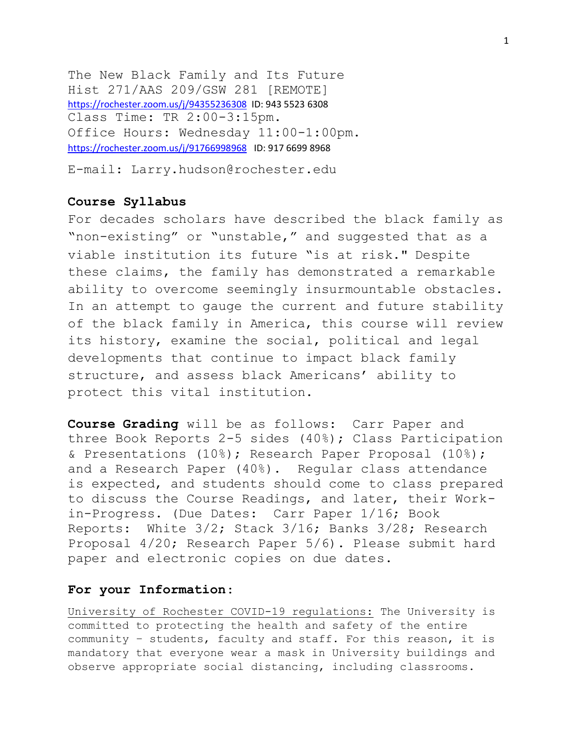The New Black Family and Its Future
Hist 271/AAS 209/GSW 281 [REMOTE]
https://rochester.zoom.us/j/94355236308 ID: 943 5523 6308
Class Time: TR 2:00-3:15pm.
Office Hours: Wednesday 11:00-1:00pm.
https://rochester.zoom.us/j/91766998968 ID: 917 6699 8968

E-mail: Larry.hudson@rochester.edu

**Course Syllabus**

For decades scholars have described the black family as "non-existing" or "unstable," and suggested that as a viable institution its future "is at risk." Despite these claims, the family has demonstrated a remarkable ability to overcome seemingly insurmountable obstacles. In an attempt to gauge the current and future stability of the black family in America, this course will review its history, examine the social, political and legal developments that continue to impact black family structure, and assess black Americans' ability to protect this vital institution.

**Course Grading** will be as follows: Carr Paper and three Book Reports 2-5 sides (40%); Class Participation & Presentations (10%); Research Paper Proposal (10%); and a Research Paper (40%). Regular class attendance is expected, and students should come to class prepared to discuss the Course Readings, and later, their Work-in-Progress. (Due Dates: Carr Paper 1/16; Book Reports: White 3/2; Stack 3/16; Banks 3/28; Research Proposal 4/20; Research Paper 5/6). Please submit hard paper and electronic copies on due dates.

**For your Information:**

University of Rochester COVID-19 regulations: The University is committed to protecting the health and safety of the entire community – students, faculty and staff. For this reason, it is mandatory that everyone wear a mask in University buildings and observe appropriate social distancing, including classrooms.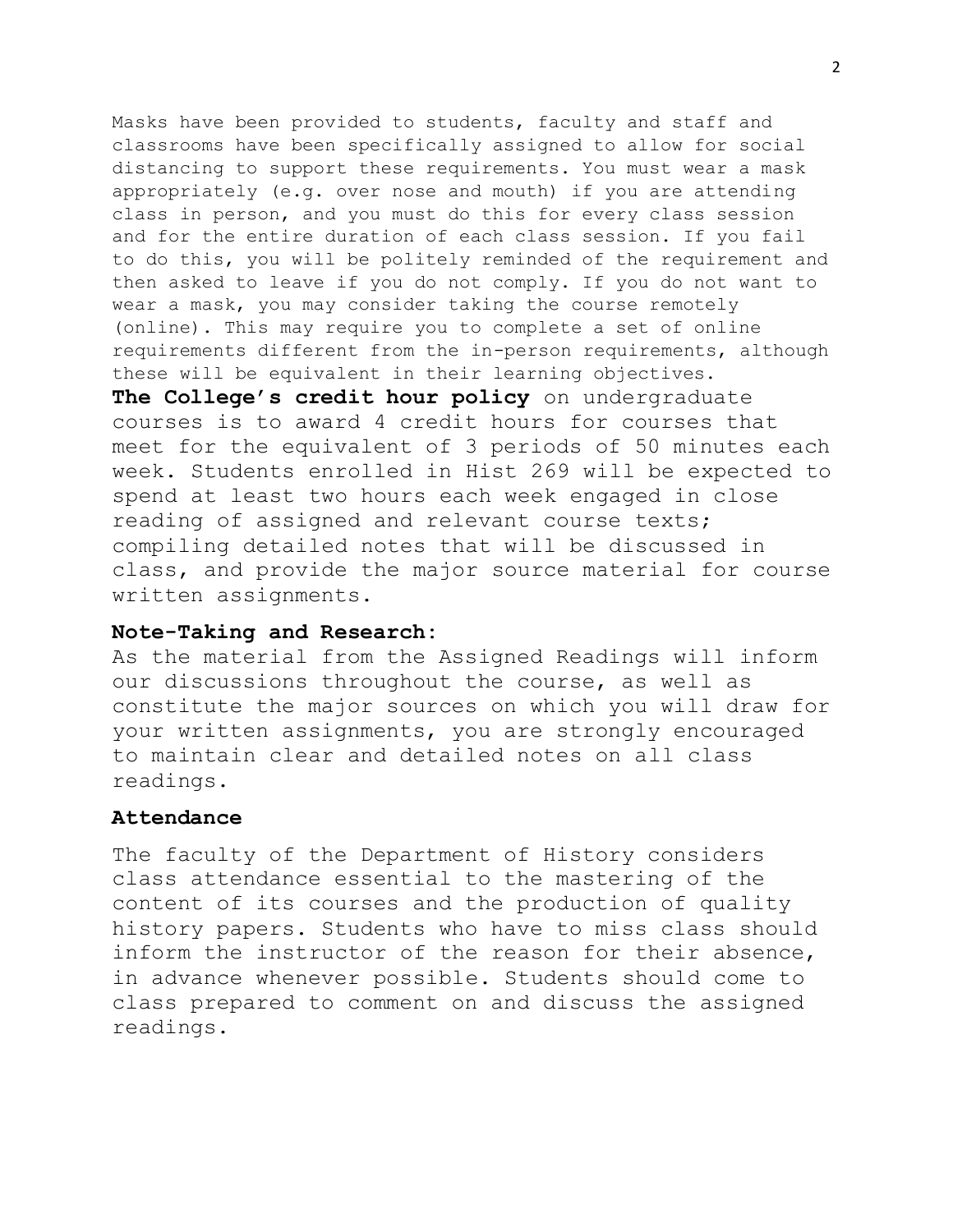Masks have been provided to students, faculty and staff and classrooms have been specifically assigned to allow for social distancing to support these requirements. You must wear a mask appropriately (e.g. over nose and mouth) if you are attending class in person, and you must do this for every class session and for the entire duration of each class session. If you fail to do this, you will be politely reminded of the requirement and then asked to leave if you do not comply. If you do not want to wear a mask, you may consider taking the course remotely (online). This may require you to complete a set of online requirements different from the in-person requirements, although these will be equivalent in their learning objectives.

**The College's credit hour policy** on undergraduate courses is to award 4 credit hours for courses that meet for the equivalent of 3 periods of 50 minutes each week. Students enrolled in Hist 269 will be expected to spend at least two hours each week engaged in close reading of assigned and relevant course texts; compiling detailed notes that will be discussed in class, and provide the major source material for course written assignments.

**Note-Taking and Research:**

As the material from the Assigned Readings will inform our discussions throughout the course, as well as constitute the major sources on which you will draw for your written assignments, you are strongly encouraged to maintain clear and detailed notes on all class readings.

**Attendance**

The faculty of the Department of History considers class attendance essential to the mastering of the content of its courses and the production of quality history papers. Students who have to miss class should inform the instructor of the reason for their absence, in advance whenever possible. Students should come to class prepared to comment on and discuss the assigned readings.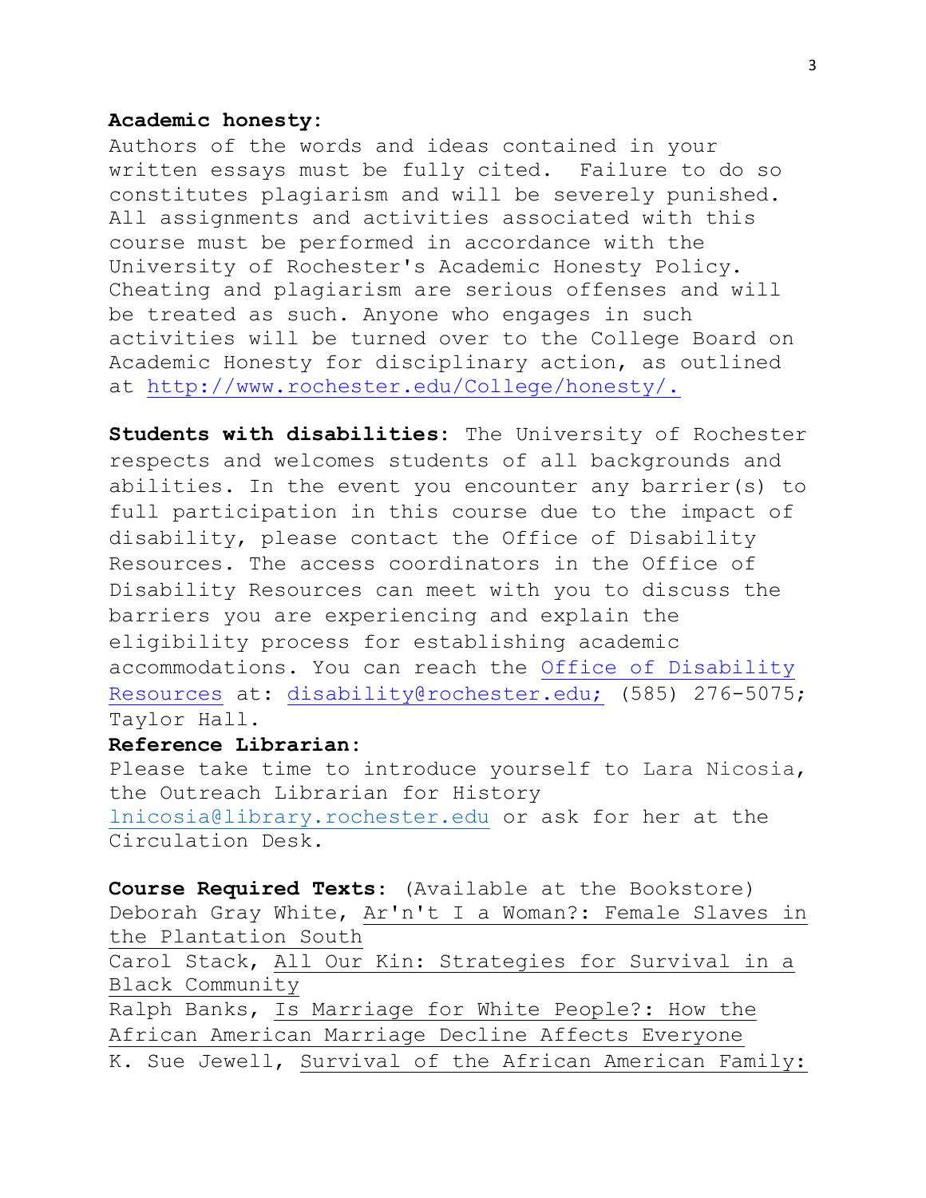**Academic honesty**:
Authors of the words and ideas contained in your written essays must be fully cited. Failure to do so constitutes plagiarism and will be severely punished. All assignments and activities associated with this course must be performed in accordance with the University of Rochester's Academic Honesty Policy. Cheating and plagiarism are serious offenses and will be treated as such. Anyone who engages in such activities will be turned over to the College Board on Academic Honesty for disciplinary action, as outlined at http://www.rochester.edu/College/honesty/.

**Students with disabilities**: The University of Rochester respects and welcomes students of all backgrounds and abilities. In the event you encounter any barrier(s) to full participation in this course due to the impact of disability, please contact the Office of Disability Resources. The access coordinators in the Office of Disability Resources can meet with you to discuss the barriers you are experiencing and explain the eligibility process for establishing academic accommodations. You can reach the Office of Disability Resources at: disability@rochester.edu; (585) 276-5075; Taylor Hall.

**Reference Librarian**:
Please take time to introduce yourself to Lara Nicosia, the Outreach Librarian for History lnicosia@library.rochester.edu or ask for her at the Circulation Desk.

**Course Required Texts**: (Available at the Bookstore)
Deborah Gray White, Ar'n't I a Woman?: Female Slaves in the Plantation South
Carol Stack, All Our Kin: Strategies for Survival in a Black Community
Ralph Banks, Is Marriage for White People?: How the African American Marriage Decline Affects Everyone
K. Sue Jewell, Survival of the African American Family: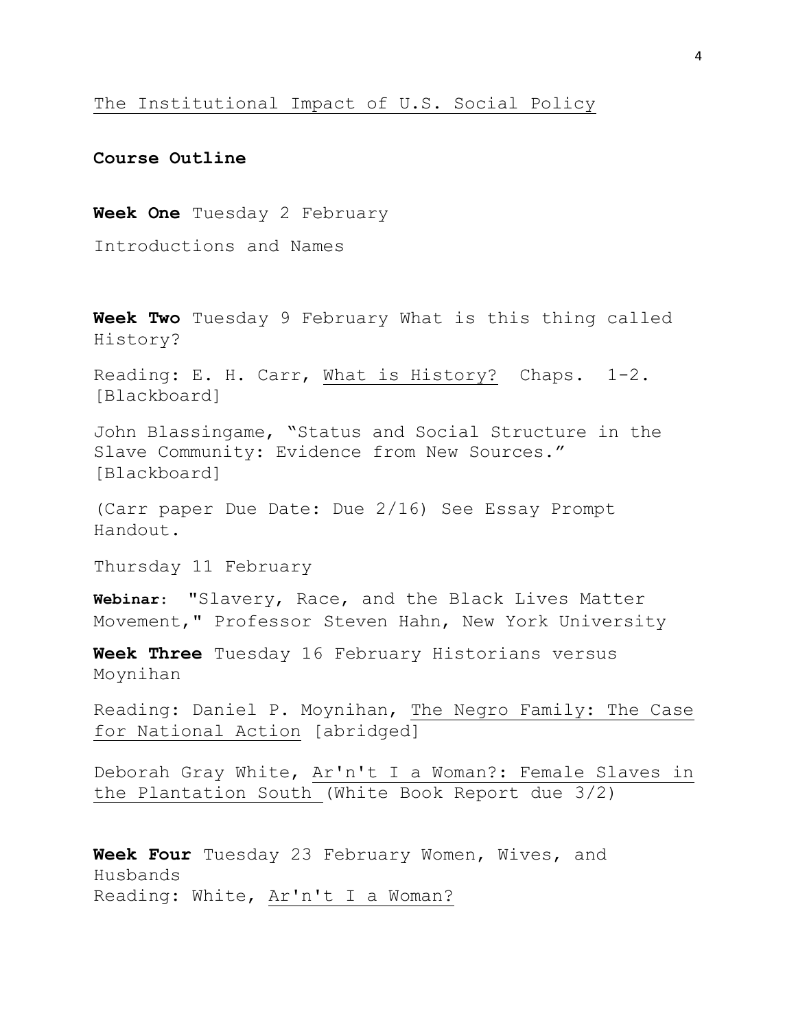The Institutional Impact of U.S. Social Policy

## Course Outline

**Week One** Tuesday 2 February

Introductions and Names

**Week Two** Tuesday 9 February What is this thing called History?

Reading: E. H. Carr, What is History? Chaps. 1-2. [Blackboard]

John Blassingame, "Status and Social Structure in the Slave Community: Evidence from New Sources." [Blackboard]

(Carr paper Due Date: Due 2/16) See Essay Prompt Handout.

Thursday 11 February

**Webinar:** "Slavery, Race, and the Black Lives Matter Movement," Professor Steven Hahn, New York University

**Week Three** Tuesday 16 February Historians versus Moynihan

Reading: Daniel P. Moynihan, The Negro Family: The Case for National Action [abridged]

Deborah Gray White, Ar'n't I a Woman?: Female Slaves in the Plantation South (White Book Report due 3/2)

**Week Four** Tuesday 23 February Women, Wives, and Husbands

Reading: White, Ar'n't I a Woman?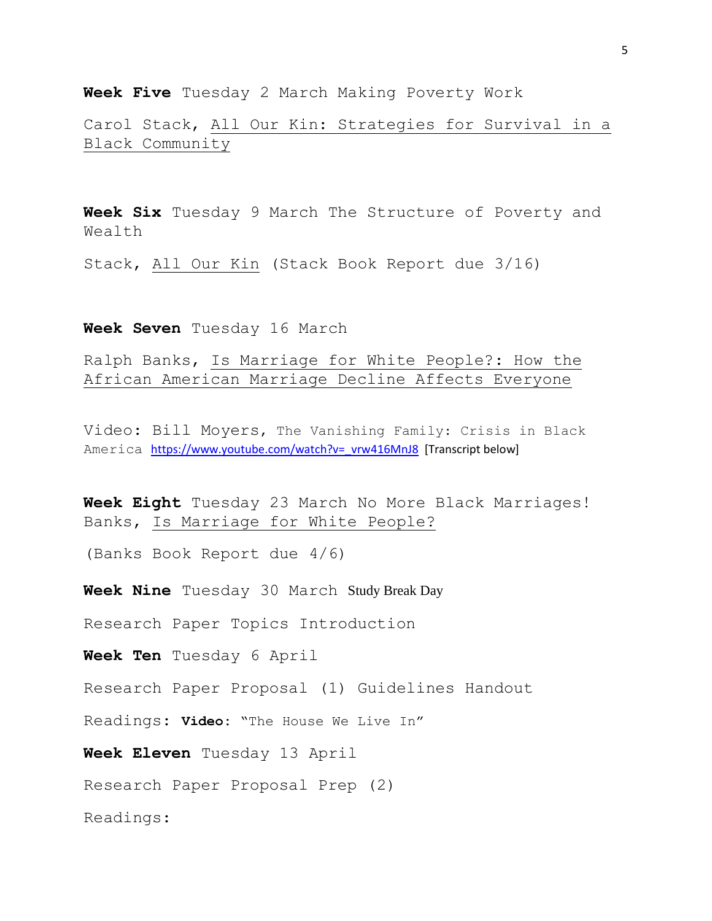**Week Five** Tuesday 2 March Making Poverty Work

Carol Stack, All Our Kin: Strategies for Survival in a Black Community

**Week Six** Tuesday 9 March The Structure of Poverty and Wealth

Stack, All Our Kin (Stack Book Report due 3/16)

**Week Seven** Tuesday 16 March

Ralph Banks, Is Marriage for White People?: How the African American Marriage Decline Affects Everyone

Video: Bill Moyers, The Vanishing Family: Crisis in Black America https://www.youtube.com/watch?v=_vrw416MnJ8 [Transcript below]

**Week Eight** Tuesday 23 March No More Black Marriages! Banks, Is Marriage for White People?

(Banks Book Report due 4/6)

**Week Nine** Tuesday 30 March Study Break Day

Research Paper Topics Introduction

**Week Ten** Tuesday 6 April

Research Paper Proposal (1) Guidelines Handout

Readings: **Video**: "The House We Live In"

**Week Eleven** Tuesday 13 April

Research Paper Proposal Prep (2)

Readings: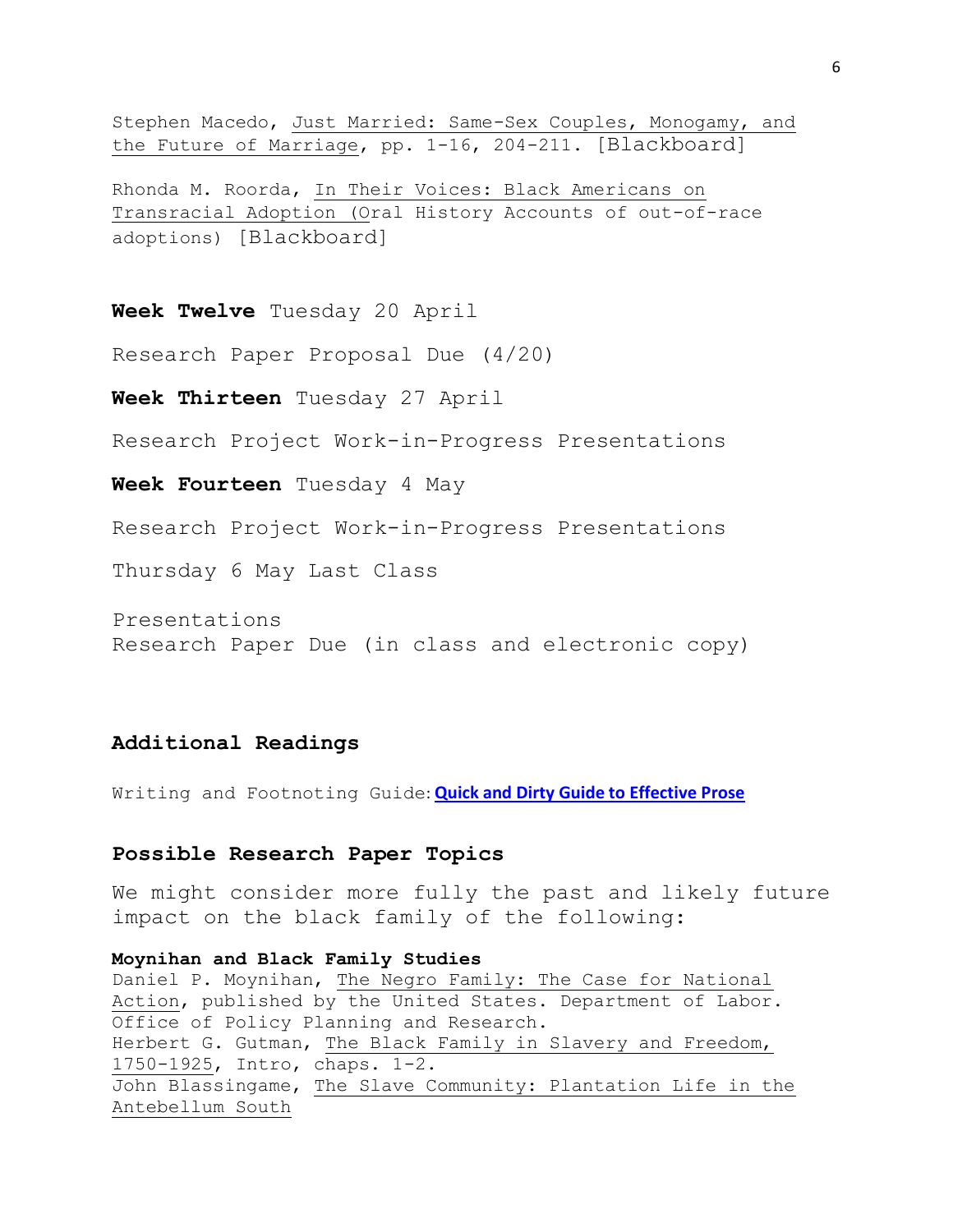Stephen Macedo, Just Married: Same-Sex Couples, Monogamy, and the Future of Marriage, pp. 1-16, 204-211. [Blackboard]

Rhonda M. Roorda, In Their Voices: Black Americans on Transracial Adoption (Oral History Accounts of out-of-race adoptions) [Blackboard]

**Week Twelve** Tuesday 20 April

Research Paper Proposal Due (4/20)

**Week Thirteen** Tuesday 27 April

Research Project Work-in-Progress Presentations

**Week Fourteen** Tuesday 4 May

Research Project Work-in-Progress Presentations

Thursday 6 May Last Class

Presentations
Research Paper Due (in class and electronic copy)

## Additional Readings

Writing and Footnoting Guide: **Quick and Dirty Guide to Effective Prose**

## Possible Research Paper Topics

We might consider more fully the past and likely future impact on the black family of the following:

**Moynihan and Black Family Studies**
Daniel P. Moynihan, The Negro Family: The Case for National Action, published by the United States. Department of Labor. Office of Policy Planning and Research.
Herbert G. Gutman, The Black Family in Slavery and Freedom, 1750-1925, Intro, chaps. 1-2.
John Blassingame, The Slave Community: Plantation Life in the Antebellum South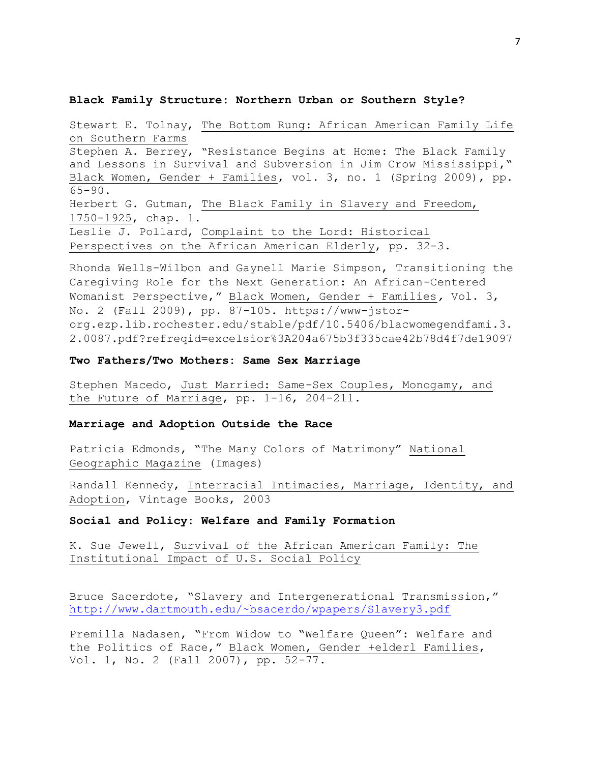**Black Family Structure: Northern Urban or Southern Style?**

Stewart E. Tolnay, The Bottom Rung: African American Family Life on Southern Farms
Stephen A. Berrey, "Resistance Begins at Home: The Black Family and Lessons in Survival and Subversion in Jim Crow Mississippi," Black Women, Gender + Families, vol. 3, no. 1 (Spring 2009), pp. 65-90.
Herbert G. Gutman, The Black Family in Slavery and Freedom, 1750-1925, chap. 1.
Leslie J. Pollard, Complaint to the Lord: Historical Perspectives on the African American Elderly, pp. 32-3.

Rhonda Wells-Wilbon and Gaynell Marie Simpson, Transitioning the Caregiving Role for the Next Generation: An African-Centered Womanist Perspective," Black Women, Gender + Families, Vol. 3, No. 2 (Fall 2009), pp. 87-105. https://www-jstor-org.ezp.lib.rochester.edu/stable/pdf/10.5406/blacwomegendfami.3.2.0087.pdf?refreqid=excelsior%3A204a675b3f335cae42b78d4f7de19097

**Two Fathers/Two Mothers: Same Sex Marriage**

Stephen Macedo, Just Married: Same-Sex Couples, Monogamy, and the Future of Marriage, pp. 1-16, 204-211.

**Marriage and Adoption Outside the Race**

Patricia Edmonds, "The Many Colors of Matrimony" National Geographic Magazine (Images)

Randall Kennedy, Interracial Intimacies, Marriage, Identity, and Adoption, Vintage Books, 2003

**Social and Policy: Welfare and Family Formation**

K. Sue Jewell, Survival of the African American Family: The Institutional Impact of U.S. Social Policy

Bruce Sacerdote, "Slavery and Intergenerational Transmission," http://www.dartmouth.edu/~bsacerdo/wpapers/Slavery3.pdf

Premilla Nadasen, "From Widow to "Welfare Queen": Welfare and the Politics of Race," Black Women, Gender +elderl Families, Vol. 1, No. 2 (Fall 2007), pp. 52-77.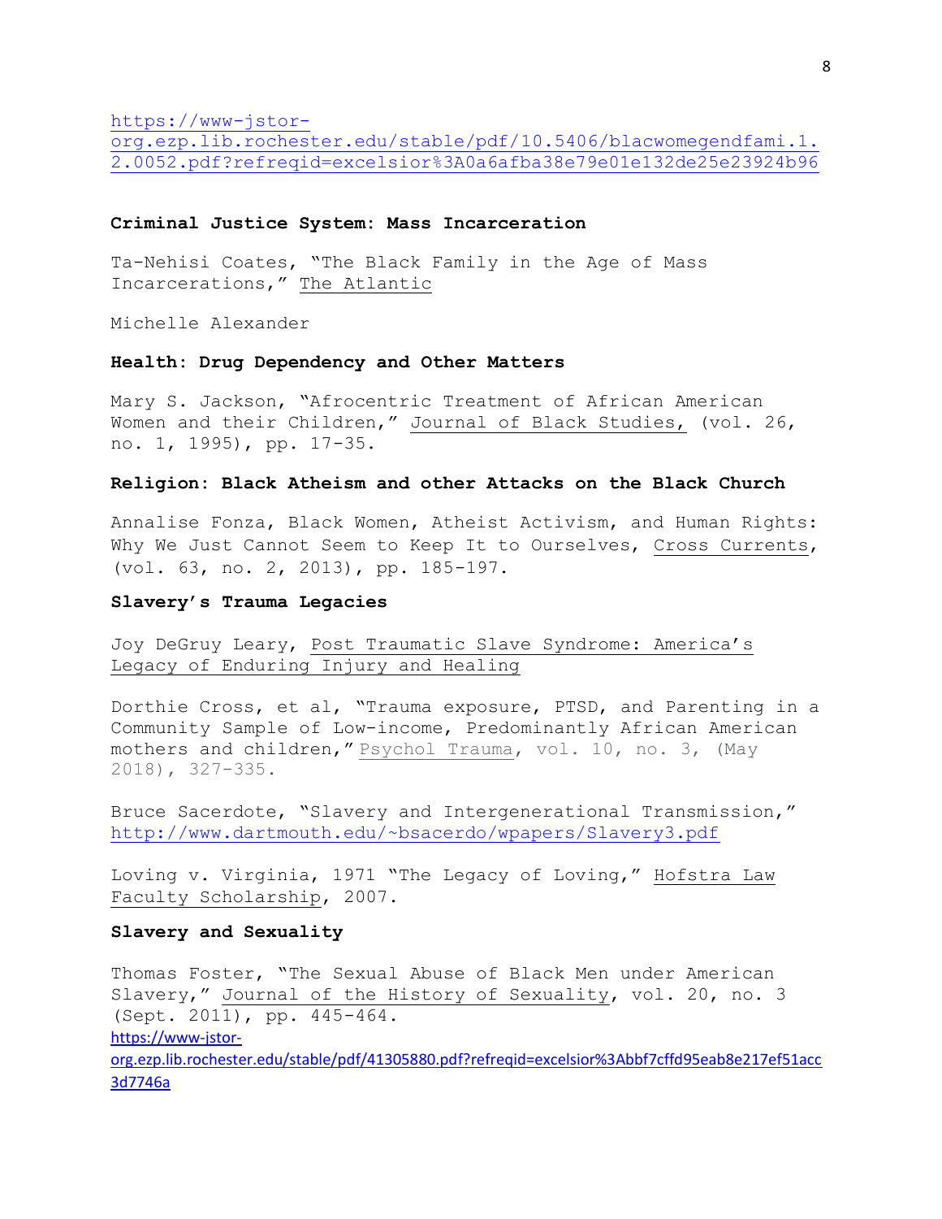https://www-jstor-org.ezp.lib.rochester.edu/stable/pdf/10.5406/blacwomegendfami.1.2.0052.pdf?refreqid=excelsior%3A0a6afba38e79e01e132de25e23924b96

**Criminal Justice System: Mass Incarceration**

Ta-Nehisi Coates, "The Black Family in the Age of Mass Incarcerations," The Atlantic

Michelle Alexander

**Health: Drug Dependency and Other Matters**

Mary S. Jackson, "Afrocentric Treatment of African American Women and their Children," Journal of Black Studies, (vol. 26, no. 1, 1995), pp. 17-35.

**Religion: Black Atheism and other Attacks on the Black Church**

Annalise Fonza, Black Women, Atheist Activism, and Human Rights: Why We Just Cannot Seem to Keep It to Ourselves, Cross Currents, (vol. 63, no. 2, 2013), pp. 185-197.

**Slavery's Trauma Legacies**

Joy DeGruy Leary, Post Traumatic Slave Syndrome: America's Legacy of Enduring Injury and Healing

Dorthie Cross, et al, "Trauma exposure, PTSD, and Parenting in a Community Sample of Low-income, Predominantly African American mothers and children," Psychol Trauma, vol. 10, no. 3, (May 2018), 327-335.

Bruce Sacerdote, "Slavery and Intergenerational Transmission," http://www.dartmouth.edu/~bsacerdo/wpapers/Slavery3.pdf

Loving v. Virginia, 1971 "The Legacy of Loving," Hofstra Law Faculty Scholarship, 2007.

**Slavery and Sexuality**

Thomas Foster, "The Sexual Abuse of Black Men under American Slavery," Journal of the History of Sexuality, vol. 20, no. 3 (Sept. 2011), pp. 445-464.
https://www-jstor-org.ezp.lib.rochester.edu/stable/pdf/41305880.pdf?refreqid=excelsior%3Abbf7cffd95eab8e217ef51acc3d7746a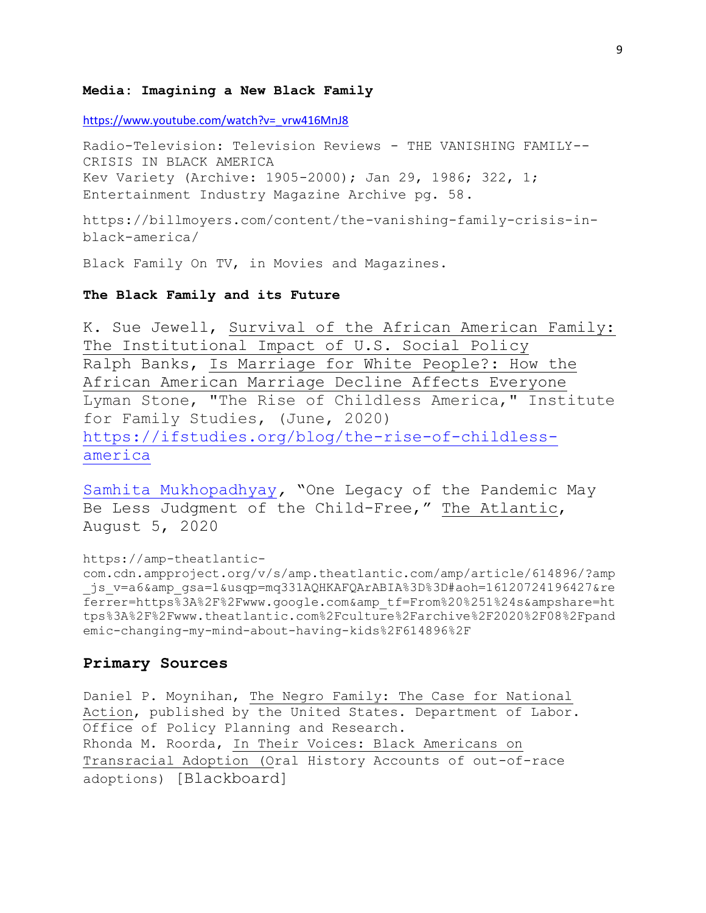**Media: Imagining a New Black Family**

https://www.youtube.com/watch?v=_vrw416MnJ8

Radio-Television: Television Reviews - THE VANISHING FAMILY--CRISIS IN BLACK AMERICA
Kev Variety (Archive: 1905-2000); Jan 29, 1986; 322, 1; Entertainment Industry Magazine Archive pg. 58.

https://billmoyers.com/content/the-vanishing-family-crisis-in-black-america/

Black Family On TV, in Movies and Magazines.

**The Black Family and its Future**

K. Sue Jewell, Survival of the African American Family: The Institutional Impact of U.S. Social Policy
Ralph Banks, Is Marriage for White People?: How the African American Marriage Decline Affects Everyone
Lyman Stone, "The Rise of Childless America," Institute for Family Studies, (June, 2020) https://ifstudies.org/blog/the-rise-of-childless-america

Samhita Mukhopadhyay, "One Legacy of the Pandemic May Be Less Judgment of the Child-Free," The Atlantic, August 5, 2020

https://amp-theatlantic-com.cdn.ampproject.org/v/s/amp.theatlantic.com/amp/article/614896/?amp_js_v=a6&amp_gsa=1&usqp=mq331AQHKAFQArABIA%3D%3D#aoh=16120724196427&referrer=https%3A%2F%2Fwww.google.com&amp_tf=From%20%251%24s&ampshare=https%3A%2F%2Fwww.theatlantic.com%2Fculture%2Farchive%2F2020%2F08%2Fpandemic-changing-my-mind-about-having-kids%2F614896%2F

## Primary Sources

Daniel P. Moynihan, The Negro Family: The Case for National Action, published by the United States. Department of Labor. Office of Policy Planning and Research.
Rhonda M. Roorda, In Their Voices: Black Americans on Transracial Adoption (Oral History Accounts of out-of-race adoptions) [Blackboard]